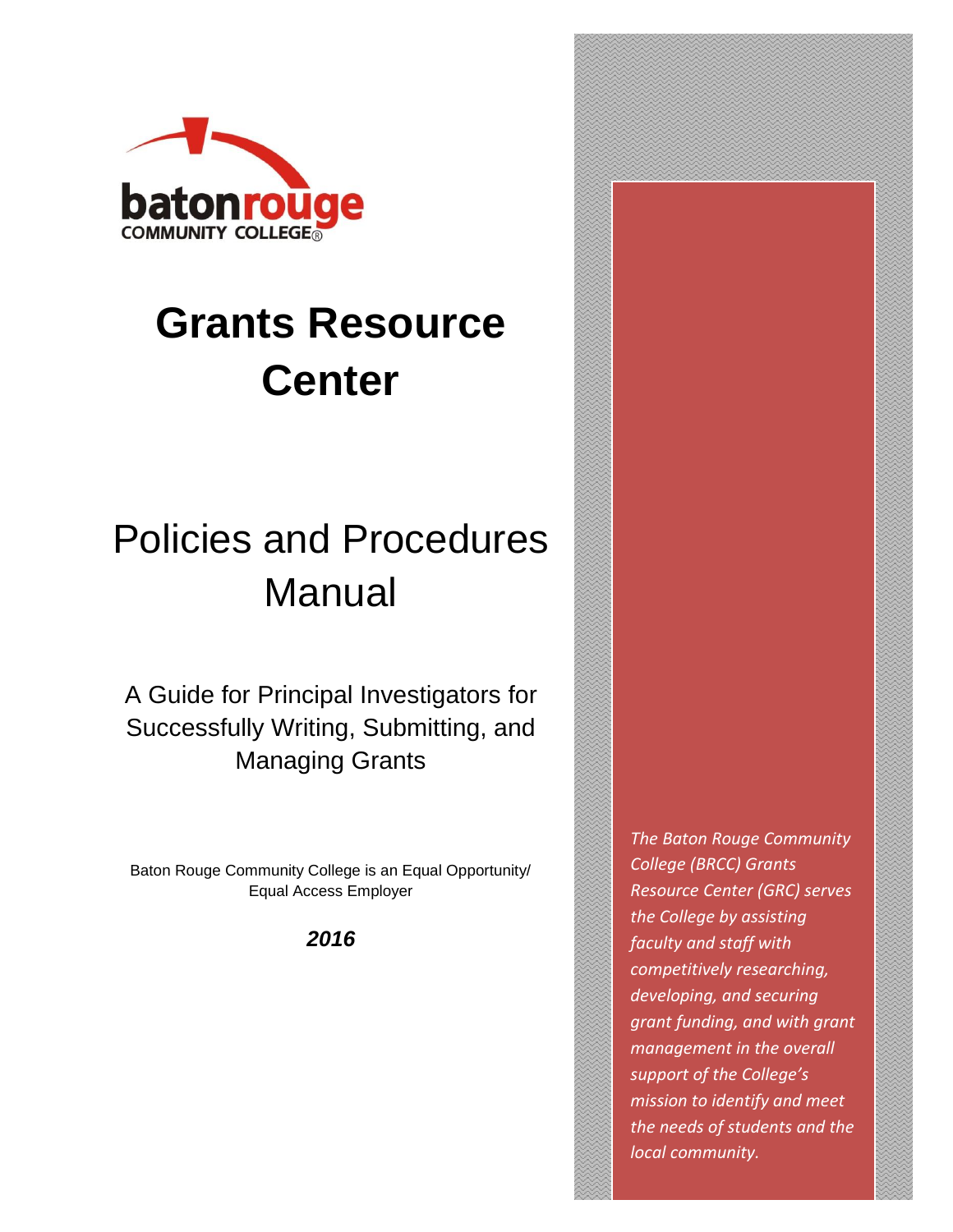batonrouge
COMMUNITY COLLEGE®

# Grants Resource Center

## Policies and Procedures Manual

A Guide for Principal Investigators for Successfully Writing, Submitting, and Managing Grants

Baton Rouge Community College is an Equal Opportunity/ Equal Access Employer

***2016***

*The Baton Rouge Community College (BRCC) Grants Resource Center (GRC) serves the College by assisting faculty and staff with competitively researching, developing, and securing grant funding, and with grant management in the overall support of the College's mission to identify and meet the needs of students and the local community.*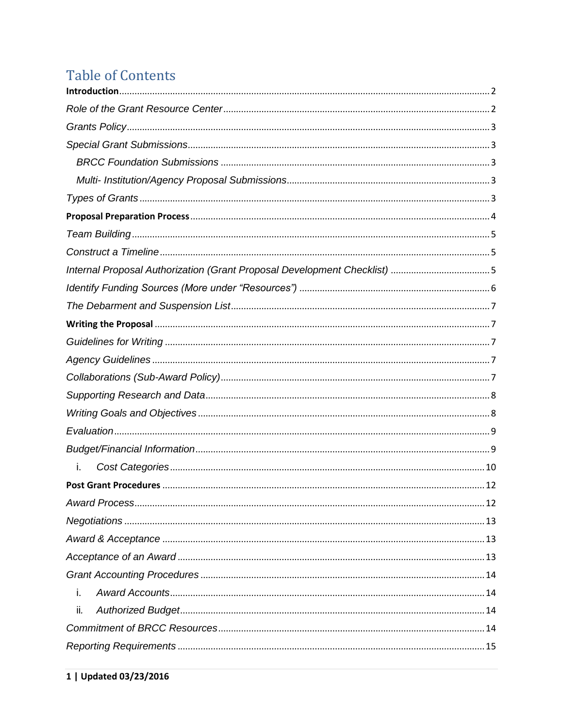# Table of Contents

**Introduction** ........ 2

*Role of the Grant Resource Center* ........ 2

*Grants Policy* ........ 3

*Special Grant Submissions* ........ 3

- *BRCC Foundation Submissions* ........ 3
- *Multi- Institution/Agency Proposal Submissions* ........ 3

*Types of Grants* ........ 3

**Proposal Preparation Process** ........ 4

*Team Building* ........ 5

*Construct a Timeline* ........ 5

*Internal Proposal Authorization (Grant Proposal Development Checklist)* ........ 5

*Identify Funding Sources (More under "Resources")* ........ 6

*The Debarment and Suspension List* ........ 7

**Writing the Proposal** ........ 7

*Guidelines for Writing* ........ 7

*Agency Guidelines* ........ 7

*Collaborations (Sub-Award Policy)* ........ 7

*Supporting Research and Data* ........ 8

*Writing Goals and Objectives* ........ 8

*Evaluation* ........ 9

*Budget/Financial Information* ........ 9

- i. *Cost Categories* ........ 10

**Post Grant Procedures** ........ 12

*Award Process* ........ 12

*Negotiations* ........ 13

*Award & Acceptance* ........ 13

*Acceptance of an Award* ........ 13

*Grant Accounting Procedures* ........ 14

- i. *Award Accounts* ........ 14
- ii. *Authorized Budget* ........ 14

*Commitment of BRCC Resources* ........ 14

*Reporting Requirements* ........ 15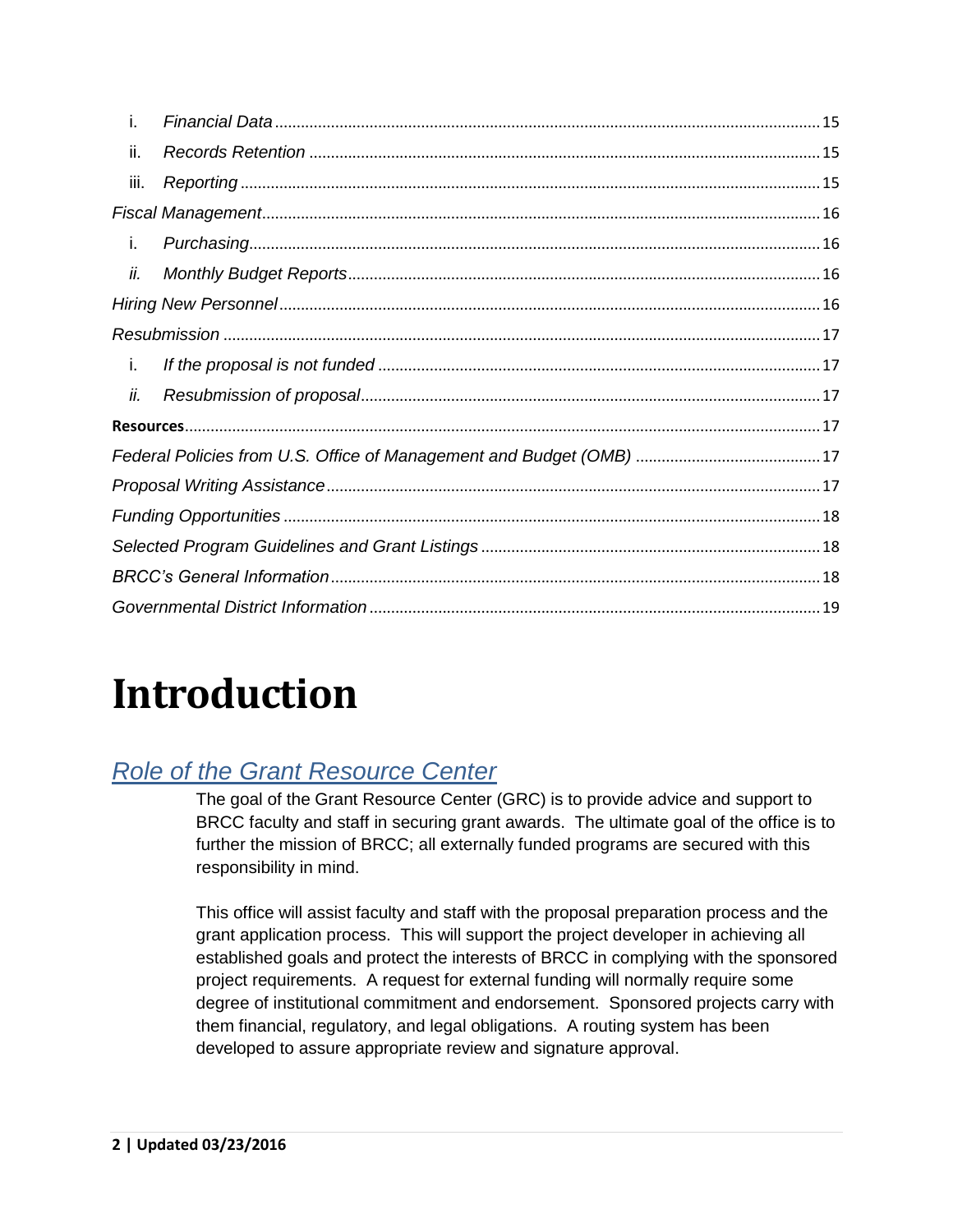i. *Financial Data* ............................................................ 15

ii. *Records Retention* ............................................................ 15

iii. *Reporting* ............................................................ 15

*Fiscal Management* ............................................................ 16

i. *Purchasing* ............................................................ 16

*ii. Monthly Budget Reports* ............................................................ 16

*Hiring New Personnel* ............................................................ 16

*Resubmission* ............................................................ 17

i. *If the proposal is not funded* ............................................................ 17

*ii. Resubmission of proposal* ............................................................ 17

**Resources** ............................................................ 17

*Federal Policies from U.S. Office of Management and Budget (OMB)* ............................................................ 17

*Proposal Writing Assistance* ............................................................ 17

*Funding Opportunities* ............................................................ 18

*Selected Program Guidelines and Grant Listings* ............................................................ 18

*BRCC's General Information* ............................................................ 18

*Governmental District Information* ............................................................ 19

# Introduction

## *Role of the Grant Resource Center*

The goal of the Grant Resource Center (GRC) is to provide advice and support to BRCC faculty and staff in securing grant awards. The ultimate goal of the office is to further the mission of BRCC; all externally funded programs are secured with this responsibility in mind.

This office will assist faculty and staff with the proposal preparation process and the grant application process. This will support the project developer in achieving all established goals and protect the interests of BRCC in complying with the sponsored project requirements. A request for external funding will normally require some degree of institutional commitment and endorsement. Sponsored projects carry with them financial, regulatory, and legal obligations. A routing system has been developed to assure appropriate review and signature approval.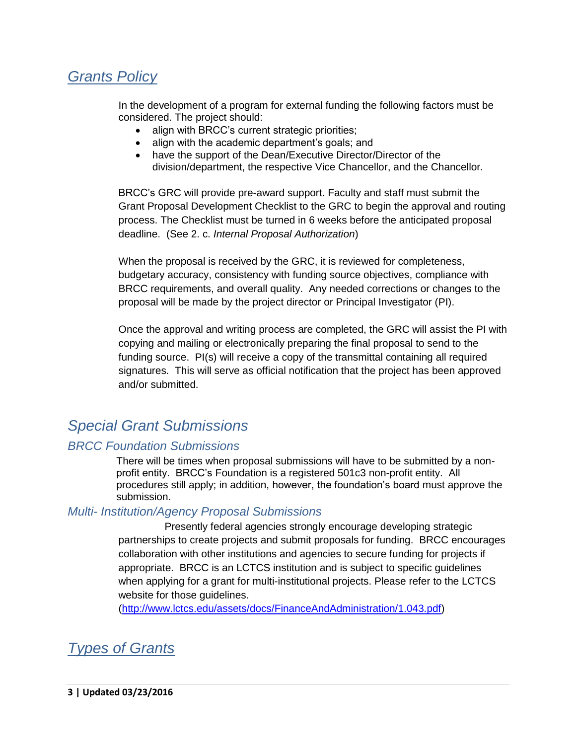## *Grants Policy*

In the development of a program for external funding the following factors must be considered. The project should:

- align with BRCC's current strategic priorities;
- align with the academic department's goals; and
- have the support of the Dean/Executive Director/Director of the division/department, the respective Vice Chancellor, and the Chancellor.

BRCC's GRC will provide pre-award support. Faculty and staff must submit the Grant Proposal Development Checklist to the GRC to begin the approval and routing process. The Checklist must be turned in 6 weeks before the anticipated proposal deadline. (See 2. c. *Internal Proposal Authorization*)

When the proposal is received by the GRC, it is reviewed for completeness, budgetary accuracy, consistency with funding source objectives, compliance with BRCC requirements, and overall quality. Any needed corrections or changes to the proposal will be made by the project director or Principal Investigator (PI).

Once the approval and writing process are completed, the GRC will assist the PI with copying and mailing or electronically preparing the final proposal to send to the funding source. PI(s) will receive a copy of the transmittal containing all required signatures. This will serve as official notification that the project has been approved and/or submitted.

## *Special Grant Submissions*

### *BRCC Foundation Submissions*

There will be times when proposal submissions will have to be submitted by a non-profit entity. BRCC's Foundation is a registered 501c3 non-profit entity. All procedures still apply; in addition, however, the foundation's board must approve the submission.

### *Multi- Institution/Agency Proposal Submissions*

Presently federal agencies strongly encourage developing strategic partnerships to create projects and submit proposals for funding. BRCC encourages collaboration with other institutions and agencies to secure funding for projects if appropriate. BRCC is an LCTCS institution and is subject to specific guidelines when applying for a grant for multi-institutional projects. Please refer to the LCTCS website for those guidelines. (http://www.lctcs.edu/assets/docs/FinanceAndAdministration/1.043.pdf)

## *Types of Grants*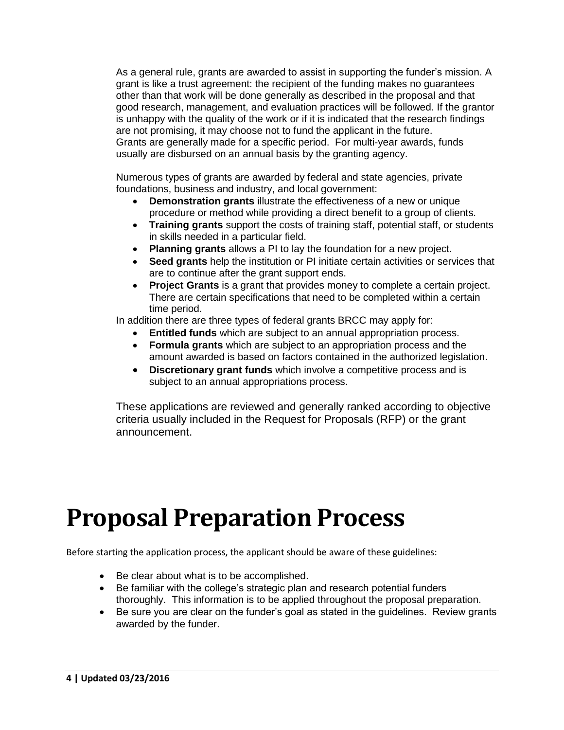As a general rule, grants are awarded to assist in supporting the funder's mission. A grant is like a trust agreement: the recipient of the funding makes no guarantees other than that work will be done generally as described in the proposal and that good research, management, and evaluation practices will be followed. If the grantor is unhappy with the quality of the work or if it is indicated that the research findings are not promising, it may choose not to fund the applicant in the future. Grants are generally made for a specific period. For multi-year awards, funds usually are disbursed on an annual basis by the granting agency.

Numerous types of grants are awarded by federal and state agencies, private foundations, business and industry, and local government:

- **Demonstration grants** illustrate the effectiveness of a new or unique procedure or method while providing a direct benefit to a group of clients.
- **Training grants** support the costs of training staff, potential staff, or students in skills needed in a particular field.
- **Planning grants** allows a PI to lay the foundation for a new project.
- **Seed grants** help the institution or PI initiate certain activities or services that are to continue after the grant support ends.
- **Project Grants** is a grant that provides money to complete a certain project. There are certain specifications that need to be completed within a certain time period.

In addition there are three types of federal grants BRCC may apply for:

- **Entitled funds** which are subject to an annual appropriation process.
- **Formula grants** which are subject to an appropriation process and the amount awarded is based on factors contained in the authorized legislation.
- **Discretionary grant funds** which involve a competitive process and is subject to an annual appropriations process.

These applications are reviewed and generally ranked according to objective criteria usually included in the Request for Proposals (RFP) or the grant announcement.

# Proposal Preparation Process

Before starting the application process, the applicant should be aware of these guidelines:

- Be clear about what is to be accomplished.
- Be familiar with the college's strategic plan and research potential funders thoroughly. This information is to be applied throughout the proposal preparation.
- Be sure you are clear on the funder's goal as stated in the guidelines. Review grants awarded by the funder.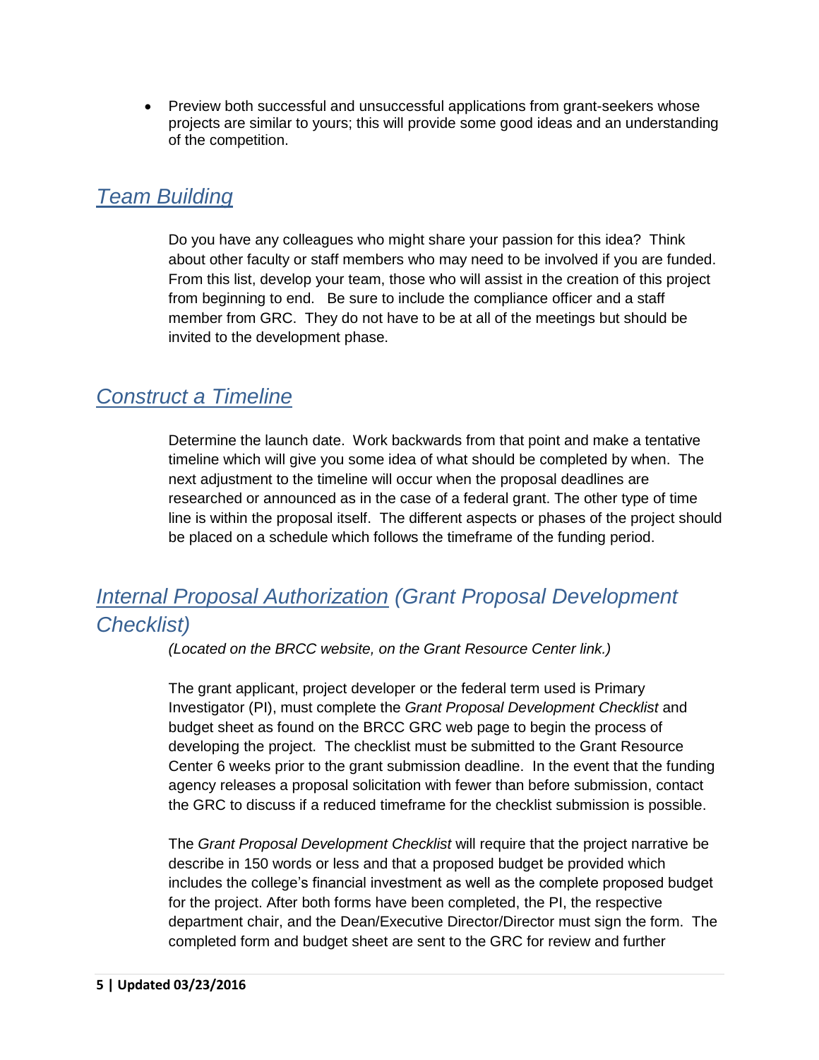- Preview both successful and unsuccessful applications from grant-seekers whose projects are similar to yours; this will provide some good ideas and an understanding of the competition.

## *Team Building*

Do you have any colleagues who might share your passion for this idea? Think about other faculty or staff members who may need to be involved if you are funded. From this list, develop your team, those who will assist in the creation of this project from beginning to end. Be sure to include the compliance officer and a staff member from GRC. They do not have to be at all of the meetings but should be invited to the development phase.

## *Construct a Timeline*

Determine the launch date. Work backwards from that point and make a tentative timeline which will give you some idea of what should be completed by when. The next adjustment to the timeline will occur when the proposal deadlines are researched or announced as in the case of a federal grant. The other type of time line is within the proposal itself. The different aspects or phases of the project should be placed on a schedule which follows the timeframe of the funding period.

## *Internal Proposal Authorization (Grant Proposal Development Checklist)*

*(Located on the BRCC website, on the Grant Resource Center link.)*

The grant applicant, project developer or the federal term used is Primary Investigator (PI), must complete the *Grant Proposal Development Checklist* and budget sheet as found on the BRCC GRC web page to begin the process of developing the project. The checklist must be submitted to the Grant Resource Center 6 weeks prior to the grant submission deadline. In the event that the funding agency releases a proposal solicitation with fewer than before submission, contact the GRC to discuss if a reduced timeframe for the checklist submission is possible.

The *Grant Proposal Development Checklist* will require that the project narrative be describe in 150 words or less and that a proposed budget be provided which includes the college's financial investment as well as the complete proposed budget for the project. After both forms have been completed, the PI, the respective department chair, and the Dean/Executive Director/Director must sign the form. The completed form and budget sheet are sent to the GRC for review and further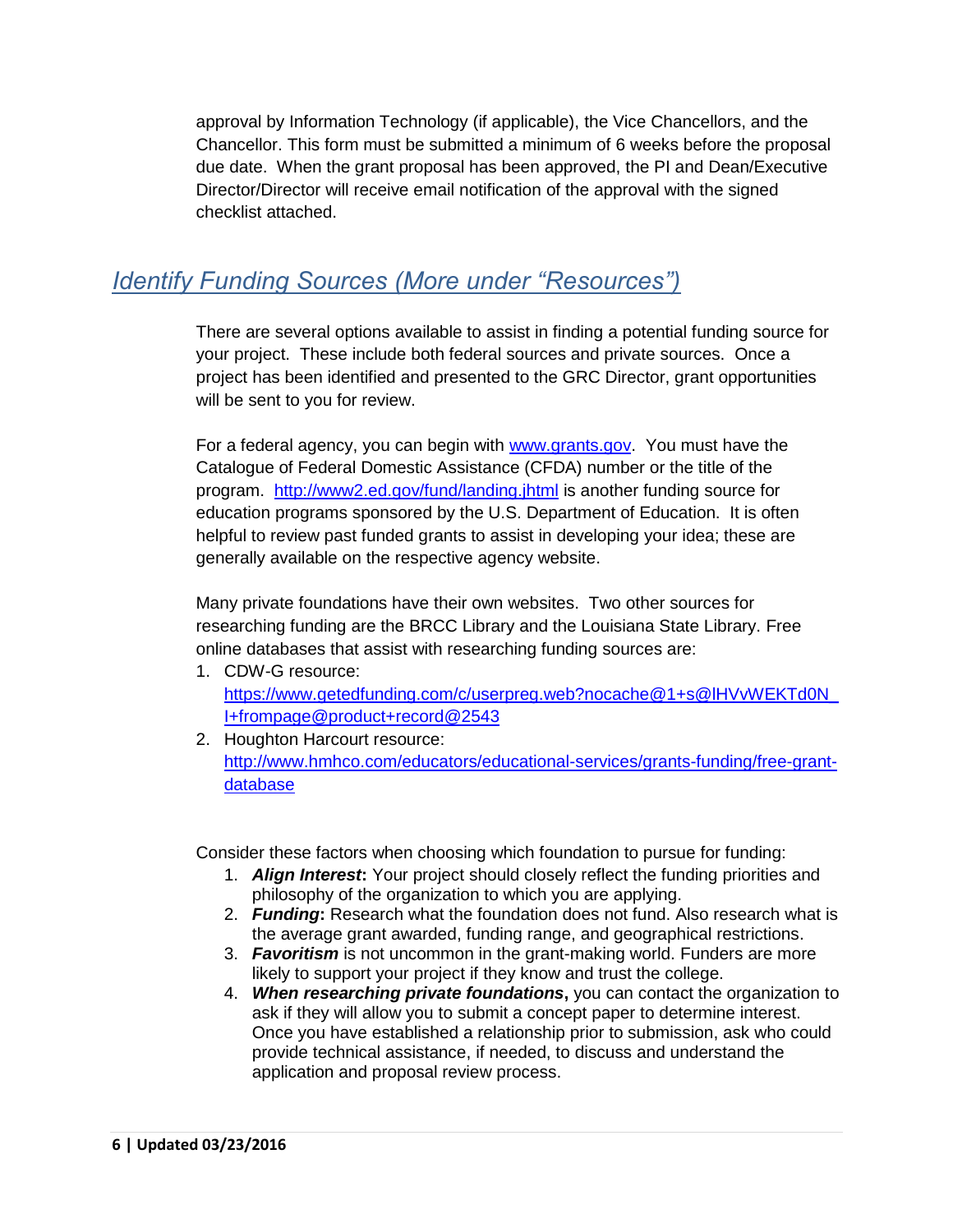approval by Information Technology (if applicable), the Vice Chancellors, and the Chancellor. This form must be submitted a minimum of 6 weeks before the proposal due date. When the grant proposal has been approved, the PI and Dean/Executive Director/Director will receive email notification of the approval with the signed checklist attached.

## *Identify Funding Sources (More under "Resources")*

There are several options available to assist in finding a potential funding source for your project. These include both federal sources and private sources. Once a project has been identified and presented to the GRC Director, grant opportunities will be sent to you for review.

For a federal agency, you can begin with [www.grants.gov](www.grants.gov). You must have the Catalogue of Federal Domestic Assistance (CFDA) number or the title of the program. <http://www2.ed.gov/fund/landing.jhtml> is another funding source for education programs sponsored by the U.S. Department of Education. It is often helpful to review past funded grants to assist in developing your idea; these are generally available on the respective agency website.

Many private foundations have their own websites. Two other sources for researching funding are the BRCC Library and the Louisiana State Library. Free online databases that assist with researching funding sources are:

1. CDW-G resource: <https://www.getedfunding.com/c/userpreg.web?nocache@1+s@lHVvWEKTd0NI+frompage@product+record@2543>
2. Houghton Harcourt resource: <http://www.hmhco.com/educators/educational-services/grants-funding/free-grant-database>

Consider these factors when choosing which foundation to pursue for funding:

1. ***Align Interest*:** Your project should closely reflect the funding priorities and philosophy of the organization to which you are applying.
2. ***Funding*:** Research what the foundation does not fund. Also research what is the average grant awarded, funding range, and geographical restrictions.
3. ***Favoritism*** is not uncommon in the grant-making world. Funders are more likely to support your project if they know and trust the college.
4. ***When researching private foundations*,** you can contact the organization to ask if they will allow you to submit a concept paper to determine interest. Once you have established a relationship prior to submission, ask who could provide technical assistance, if needed, to discuss and understand the application and proposal review process.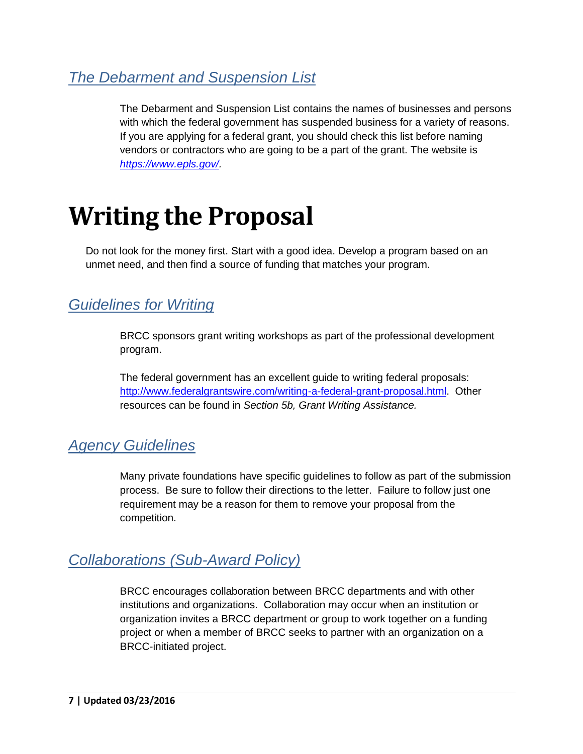### *The Debarment and Suspension List*

The Debarment and Suspension List contains the names of businesses and persons with which the federal government has suspended business for a variety of reasons. If you are applying for a federal grant, you should check this list before naming vendors or contractors who are going to be a part of the grant. The website is *https://www.epls.gov/*.

# Writing the Proposal

Do not look for the money first. Start with a good idea. Develop a program based on an unmet need, and then find a source of funding that matches your program.

### *Guidelines for Writing*

BRCC sponsors grant writing workshops as part of the professional development program.

The federal government has an excellent guide to writing federal proposals: http://www.federalgrantswire.com/writing-a-federal-grant-proposal.html. Other resources can be found in *Section 5b, Grant Writing Assistance.*

### *Agency Guidelines*

Many private foundations have specific guidelines to follow as part of the submission process. Be sure to follow their directions to the letter. Failure to follow just one requirement may be a reason for them to remove your proposal from the competition.

### *Collaborations (Sub-Award Policy)*

BRCC encourages collaboration between BRCC departments and with other institutions and organizations. Collaboration may occur when an institution or organization invites a BRCC department or group to work together on a funding project or when a member of BRCC seeks to partner with an organization on a BRCC-initiated project.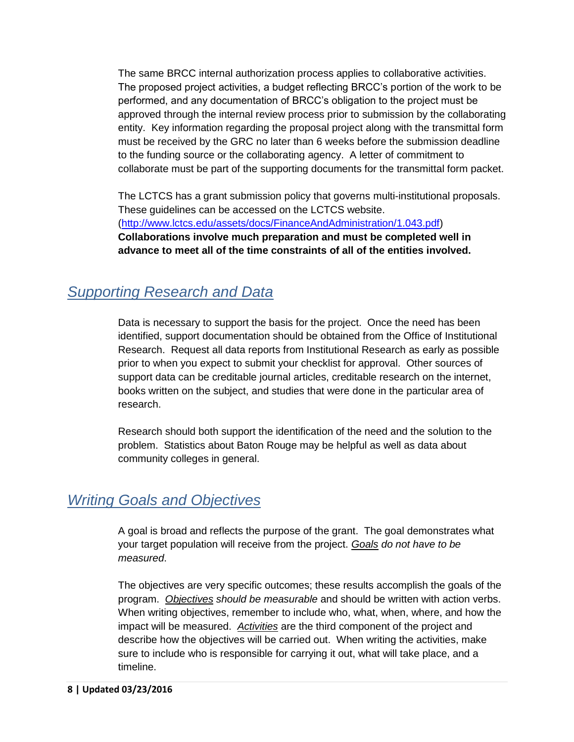The same BRCC internal authorization process applies to collaborative activities. The proposed project activities, a budget reflecting BRCC's portion of the work to be performed, and any documentation of BRCC's obligation to the project must be approved through the internal review process prior to submission by the collaborating entity. Key information regarding the proposal project along with the transmittal form must be received by the GRC no later than 6 weeks before the submission deadline to the funding source or the collaborating agency. A letter of commitment to collaborate must be part of the supporting documents for the transmittal form packet.

The LCTCS has a grant submission policy that governs multi-institutional proposals. These guidelines can be accessed on the LCTCS website. ([http://www.lctcs.edu/assets/docs/FinanceAndAdministration/1.043.pdf](http://www.lctcs.edu/assets/docs/FinanceAndAdministration/1.043.pdf)) **Collaborations involve much preparation and must be completed well in advance to meet all of the time constraints of all of the entities involved.**

## *Supporting Research and Data*

Data is necessary to support the basis for the project. Once the need has been identified, support documentation should be obtained from the Office of Institutional Research. Request all data reports from Institutional Research as early as possible prior to when you expect to submit your checklist for approval. Other sources of support data can be creditable journal articles, creditable research on the internet, books written on the subject, and studies that were done in the particular area of research.

Research should both support the identification of the need and the solution to the problem. Statistics about Baton Rouge may be helpful as well as data about community colleges in general.

## *Writing Goals and Objectives*

A goal is broad and reflects the purpose of the grant. The goal demonstrates what your target population will receive from the project. *Goals do not have to be measured*.

The objectives are very specific outcomes; these results accomplish the goals of the program. *Objectives should be measurable* and should be written with action verbs. When writing objectives, remember to include who, what, when, where, and how the impact will be measured. *Activities* are the third component of the project and describe how the objectives will be carried out. When writing the activities, make sure to include who is responsible for carrying it out, what will take place, and a timeline.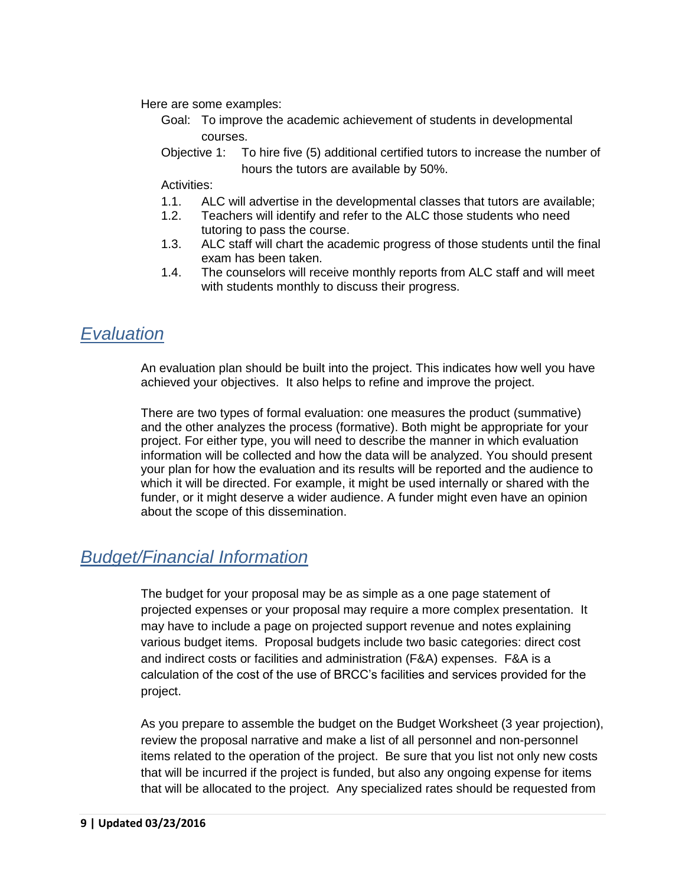Here are some examples:

Goal: To improve the academic achievement of students in developmental courses.

Objective 1: To hire five (5) additional certified tutors to increase the number of hours the tutors are available by 50%.

Activities:

1.1. ALC will advertise in the developmental classes that tutors are available;
1.2. Teachers will identify and refer to the ALC those students who need tutoring to pass the course.
1.3. ALC staff will chart the academic progress of those students until the final exam has been taken.
1.4. The counselors will receive monthly reports from ALC staff and will meet with students monthly to discuss their progress.

## *Evaluation*

An evaluation plan should be built into the project. This indicates how well you have achieved your objectives. It also helps to refine and improve the project.

There are two types of formal evaluation: one measures the product (summative) and the other analyzes the process (formative). Both might be appropriate for your project. For either type, you will need to describe the manner in which evaluation information will be collected and how the data will be analyzed. You should present your plan for how the evaluation and its results will be reported and the audience to which it will be directed. For example, it might be used internally or shared with the funder, or it might deserve a wider audience. A funder might even have an opinion about the scope of this dissemination.

## *Budget/Financial Information*

The budget for your proposal may be as simple as a one page statement of projected expenses or your proposal may require a more complex presentation. It may have to include a page on projected support revenue and notes explaining various budget items. Proposal budgets include two basic categories: direct cost and indirect costs or facilities and administration (F&A) expenses. F&A is a calculation of the cost of the use of BRCC's facilities and services provided for the project.

As you prepare to assemble the budget on the Budget Worksheet (3 year projection), review the proposal narrative and make a list of all personnel and non-personnel items related to the operation of the project. Be sure that you list not only new costs that will be incurred if the project is funded, but also any ongoing expense for items that will be allocated to the project. Any specialized rates should be requested from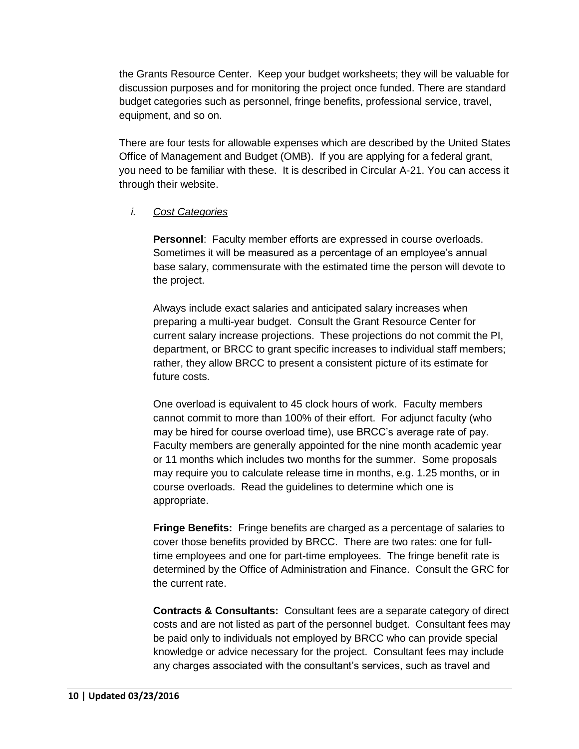the Grants Resource Center. Keep your budget worksheets; they will be valuable for discussion purposes and for monitoring the project once funded. There are standard budget categories such as personnel, fringe benefits, professional service, travel, equipment, and so on.

There are four tests for allowable expenses which are described by the United States Office of Management and Budget (OMB). If you are applying for a federal grant, you need to be familiar with these. It is described in Circular A-21. You can access it through their website.

*i. <u>Cost Categories</u>*

**Personnel**: Faculty member efforts are expressed in course overloads. Sometimes it will be measured as a percentage of an employee's annual base salary, commensurate with the estimated time the person will devote to the project.

Always include exact salaries and anticipated salary increases when preparing a multi-year budget. Consult the Grant Resource Center for current salary increase projections. These projections do not commit the PI, department, or BRCC to grant specific increases to individual staff members; rather, they allow BRCC to present a consistent picture of its estimate for future costs.

One overload is equivalent to 45 clock hours of work. Faculty members cannot commit to more than 100% of their effort. For adjunct faculty (who may be hired for course overload time), use BRCC's average rate of pay. Faculty members are generally appointed for the nine month academic year or 11 months which includes two months for the summer. Some proposals may require you to calculate release time in months, e.g. 1.25 months, or in course overloads. Read the guidelines to determine which one is appropriate.

**Fringe Benefits:** Fringe benefits are charged as a percentage of salaries to cover those benefits provided by BRCC. There are two rates: one for full-time employees and one for part-time employees. The fringe benefit rate is determined by the Office of Administration and Finance. Consult the GRC for the current rate.

**Contracts & Consultants:** Consultant fees are a separate category of direct costs and are not listed as part of the personnel budget. Consultant fees may be paid only to individuals not employed by BRCC who can provide special knowledge or advice necessary for the project. Consultant fees may include any charges associated with the consultant's services, such as travel and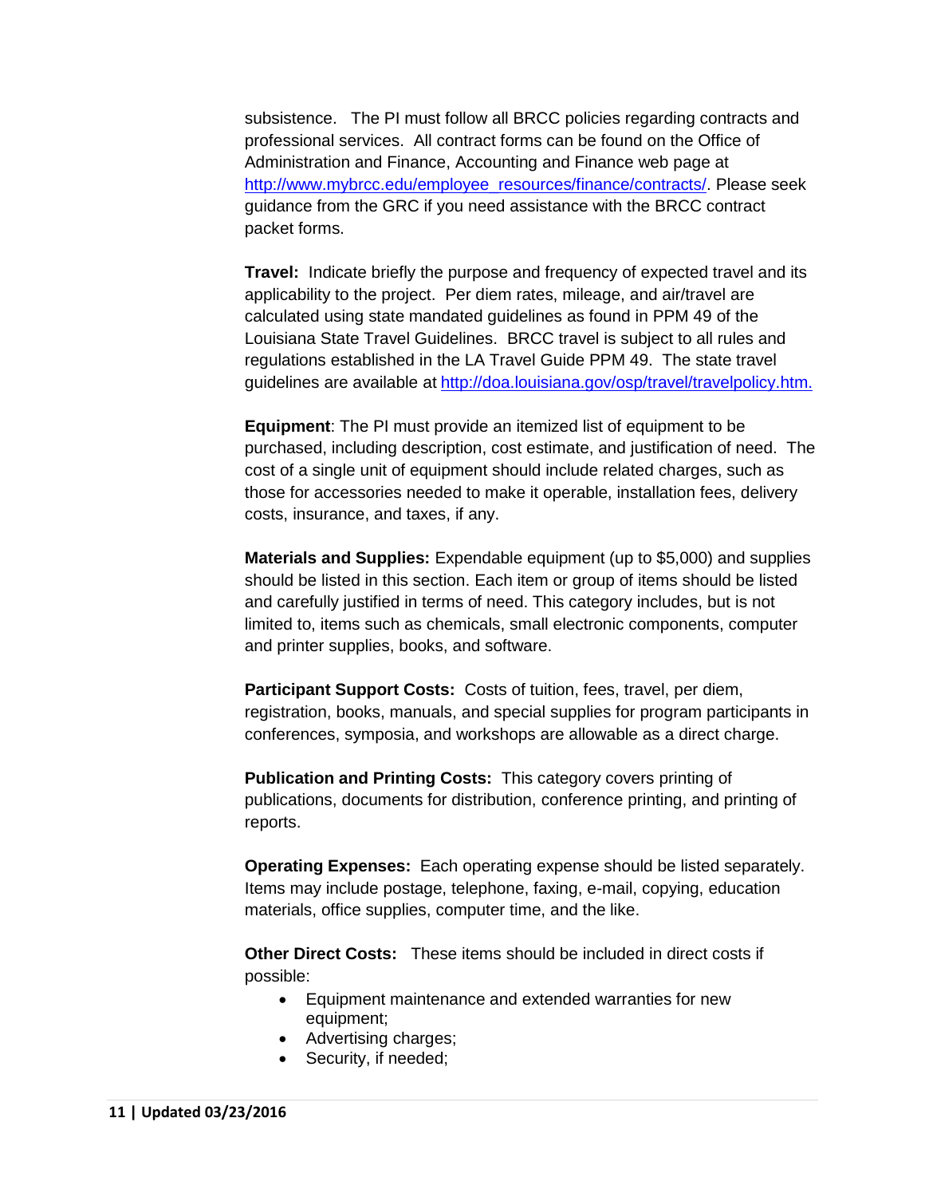subsistence. The PI must follow all BRCC policies regarding contracts and professional services. All contract forms can be found on the Office of Administration and Finance, Accounting and Finance web page at http://www.mybrcc.edu/employee_resources/finance/contracts/. Please seek guidance from the GRC if you need assistance with the BRCC contract packet forms.

**Travel:** Indicate briefly the purpose and frequency of expected travel and its applicability to the project. Per diem rates, mileage, and air/travel are calculated using state mandated guidelines as found in PPM 49 of the Louisiana State Travel Guidelines. BRCC travel is subject to all rules and regulations established in the LA Travel Guide PPM 49. The state travel guidelines are available at http://doa.louisiana.gov/osp/travel/travelpolicy.htm.

**Equipment**: The PI must provide an itemized list of equipment to be purchased, including description, cost estimate, and justification of need. The cost of a single unit of equipment should include related charges, such as those for accessories needed to make it operable, installation fees, delivery costs, insurance, and taxes, if any.

**Materials and Supplies:** Expendable equipment (up to $5,000) and supplies should be listed in this section. Each item or group of items should be listed and carefully justified in terms of need. This category includes, but is not limited to, items such as chemicals, small electronic components, computer and printer supplies, books, and software.

**Participant Support Costs:** Costs of tuition, fees, travel, per diem, registration, books, manuals, and special supplies for program participants in conferences, symposia, and workshops are allowable as a direct charge.

**Publication and Printing Costs:** This category covers printing of publications, documents for distribution, conference printing, and printing of reports.

**Operating Expenses:** Each operating expense should be listed separately. Items may include postage, telephone, faxing, e-mail, copying, education materials, office supplies, computer time, and the like.

**Other Direct Costs:** These items should be included in direct costs if possible:

- Equipment maintenance and extended warranties for new equipment;
- Advertising charges;
- Security, if needed;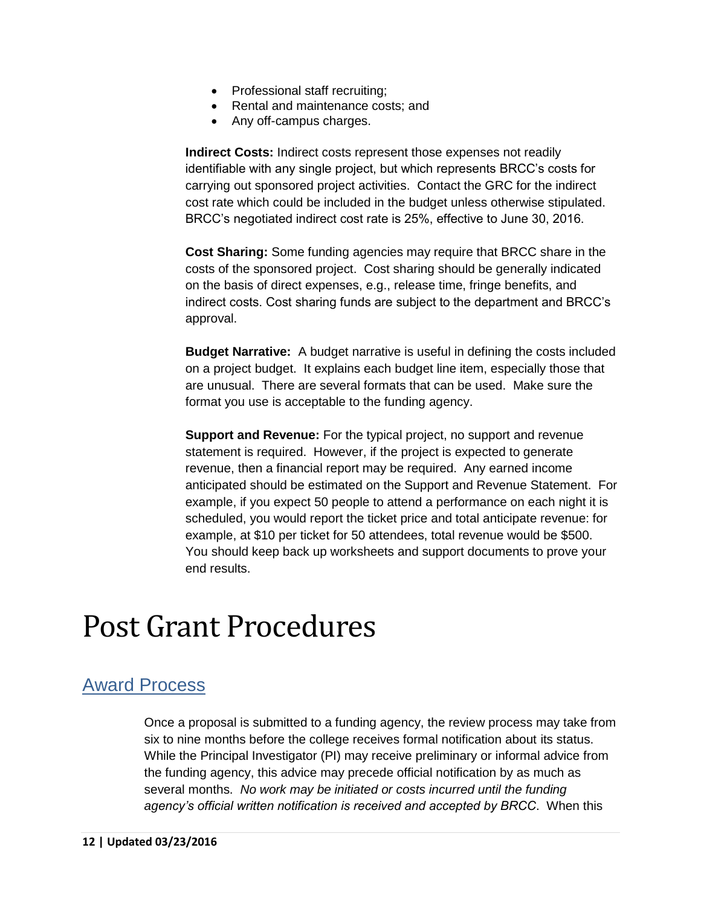- Professional staff recruiting;
- Rental and maintenance costs; and
- Any off-campus charges.

**Indirect Costs:** Indirect costs represent those expenses not readily identifiable with any single project, but which represents BRCC's costs for carrying out sponsored project activities. Contact the GRC for the indirect cost rate which could be included in the budget unless otherwise stipulated. BRCC's negotiated indirect cost rate is 25%, effective to June 30, 2016.

**Cost Sharing:** Some funding agencies may require that BRCC share in the costs of the sponsored project. Cost sharing should be generally indicated on the basis of direct expenses, e.g., release time, fringe benefits, and indirect costs. Cost sharing funds are subject to the department and BRCC's approval.

**Budget Narrative:** A budget narrative is useful in defining the costs included on a project budget. It explains each budget line item, especially those that are unusual. There are several formats that can be used. Make sure the format you use is acceptable to the funding agency.

**Support and Revenue:** For the typical project, no support and revenue statement is required. However, if the project is expected to generate revenue, then a financial report may be required. Any earned income anticipated should be estimated on the Support and Revenue Statement. For example, if you expect 50 people to attend a performance on each night it is scheduled, you would report the ticket price and total anticipate revenue: for example, at $10 per ticket for 50 attendees, total revenue would be $500. You should keep back up worksheets and support documents to prove your end results.

# Post Grant Procedures

## Award Process

Once a proposal is submitted to a funding agency, the review process may take from six to nine months before the college receives formal notification about its status. While the Principal Investigator (PI) may receive preliminary or informal advice from the funding agency, this advice may precede official notification by as much as several months. *No work may be initiated or costs incurred until the funding agency's official written notification is received and accepted by BRCC*. When this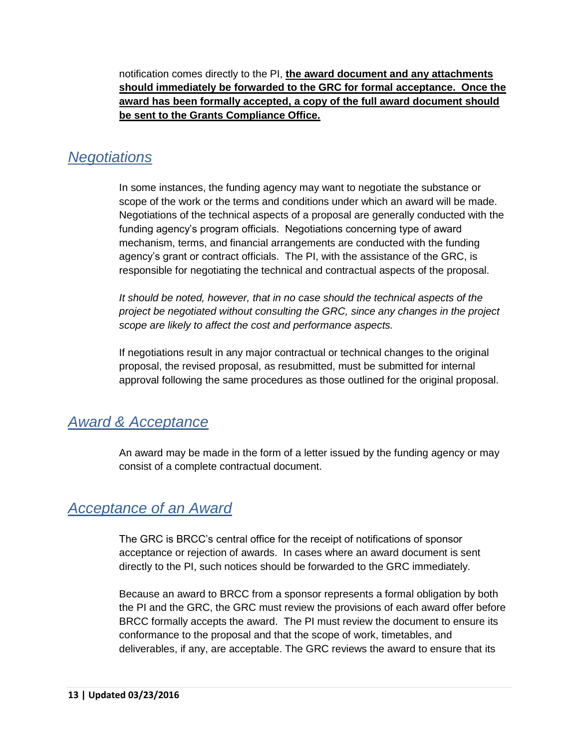notification comes directly to the PI, **the award document and any attachments should immediately be forwarded to the GRC for formal acceptance. Once the award has been formally accepted, a copy of the full award document should be sent to the Grants Compliance Office.**

## *Negotiations*

In some instances, the funding agency may want to negotiate the substance or scope of the work or the terms and conditions under which an award will be made. Negotiations of the technical aspects of a proposal are generally conducted with the funding agency's program officials. Negotiations concerning type of award mechanism, terms, and financial arrangements are conducted with the funding agency's grant or contract officials. The PI, with the assistance of the GRC, is responsible for negotiating the technical and contractual aspects of the proposal.

*It should be noted, however, that in no case should the technical aspects of the project be negotiated without consulting the GRC, since any changes in the project scope are likely to affect the cost and performance aspects.*

If negotiations result in any major contractual or technical changes to the original proposal, the revised proposal, as resubmitted, must be submitted for internal approval following the same procedures as those outlined for the original proposal.

## *Award & Acceptance*

An award may be made in the form of a letter issued by the funding agency or may consist of a complete contractual document.

## *Acceptance of an Award*

The GRC is BRCC's central office for the receipt of notifications of sponsor acceptance or rejection of awards. In cases where an award document is sent directly to the PI, such notices should be forwarded to the GRC immediately.

Because an award to BRCC from a sponsor represents a formal obligation by both the PI and the GRC, the GRC must review the provisions of each award offer before BRCC formally accepts the award. The PI must review the document to ensure its conformance to the proposal and that the scope of work, timetables, and deliverables, if any, are acceptable. The GRC reviews the award to ensure that its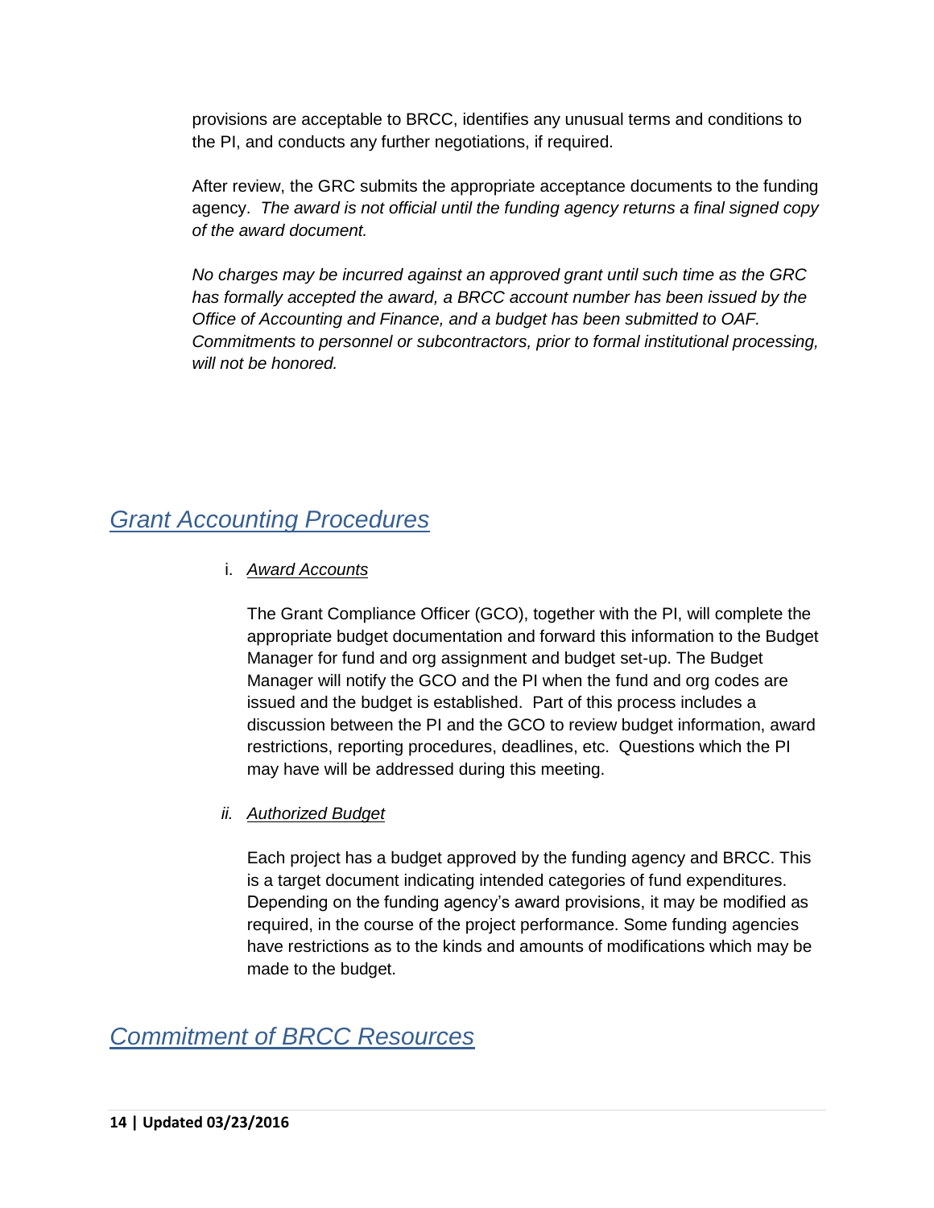provisions are acceptable to BRCC, identifies any unusual terms and conditions to the PI, and conducts any further negotiations, if required.

After review, the GRC submits the appropriate acceptance documents to the funding agency. *The award is not official until the funding agency returns a final signed copy of the award document.*

*No charges may be incurred against an approved grant until such time as the GRC has formally accepted the award, a BRCC account number has been issued by the Office of Accounting and Finance, and a budget has been submitted to OAF. Commitments to personnel or subcontractors, prior to formal institutional processing, will not be honored.*

## *Grant Accounting Procedures*

i. *Award Accounts*

   The Grant Compliance Officer (GCO), together with the PI, will complete the appropriate budget documentation and forward this information to the Budget Manager for fund and org assignment and budget set-up. The Budget Manager will notify the GCO and the PI when the fund and org codes are issued and the budget is established. Part of this process includes a discussion between the PI and the GCO to review budget information, award restrictions, reporting procedures, deadlines, etc. Questions which the PI may have will be addressed during this meeting.

ii. *Authorized Budget*

   Each project has a budget approved by the funding agency and BRCC. This is a target document indicating intended categories of fund expenditures. Depending on the funding agency's award provisions, it may be modified as required, in the course of the project performance. Some funding agencies have restrictions as to the kinds and amounts of modifications which may be made to the budget.

## *Commitment of BRCC Resources*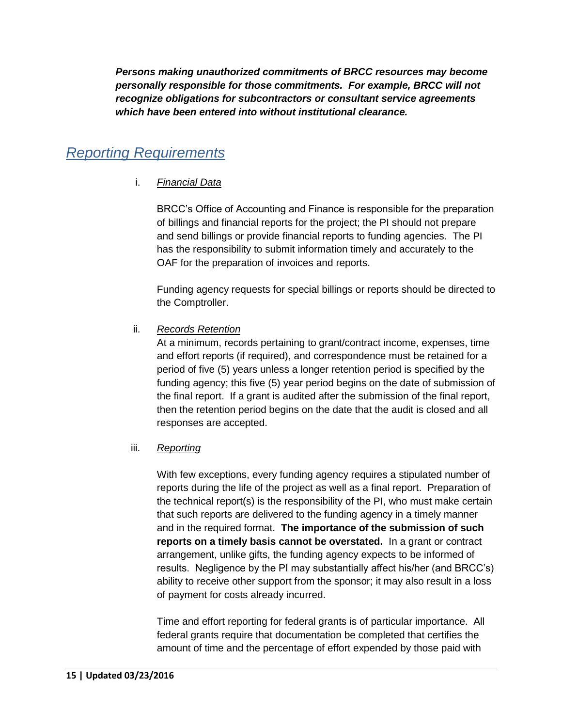***Persons making unauthorized commitments of BRCC resources may become personally responsible for those commitments. For example, BRCC will not recognize obligations for subcontractors or consultant service agreements which have been entered into without institutional clearance.***

## *Reporting Requirements*

i. *Financial Data*

BRCC's Office of Accounting and Finance is responsible for the preparation of billings and financial reports for the project; the PI should not prepare and send billings or provide financial reports to funding agencies. The PI has the responsibility to submit information timely and accurately to the OAF for the preparation of invoices and reports.

Funding agency requests for special billings or reports should be directed to the Comptroller.

ii. *Records Retention*

At a minimum, records pertaining to grant/contract income, expenses, time and effort reports (if required), and correspondence must be retained for a period of five (5) years unless a longer retention period is specified by the funding agency; this five (5) year period begins on the date of submission of the final report. If a grant is audited after the submission of the final report, then the retention period begins on the date that the audit is closed and all responses are accepted.

iii. *Reporting*

With few exceptions, every funding agency requires a stipulated number of reports during the life of the project as well as a final report. Preparation of the technical report(s) is the responsibility of the PI, who must make certain that such reports are delivered to the funding agency in a timely manner and in the required format. **The importance of the submission of such reports on a timely basis cannot be overstated.** In a grant or contract arrangement, unlike gifts, the funding agency expects to be informed of results. Negligence by the PI may substantially affect his/her (and BRCC's) ability to receive other support from the sponsor; it may also result in a loss of payment for costs already incurred.

Time and effort reporting for federal grants is of particular importance. All federal grants require that documentation be completed that certifies the amount of time and the percentage of effort expended by those paid with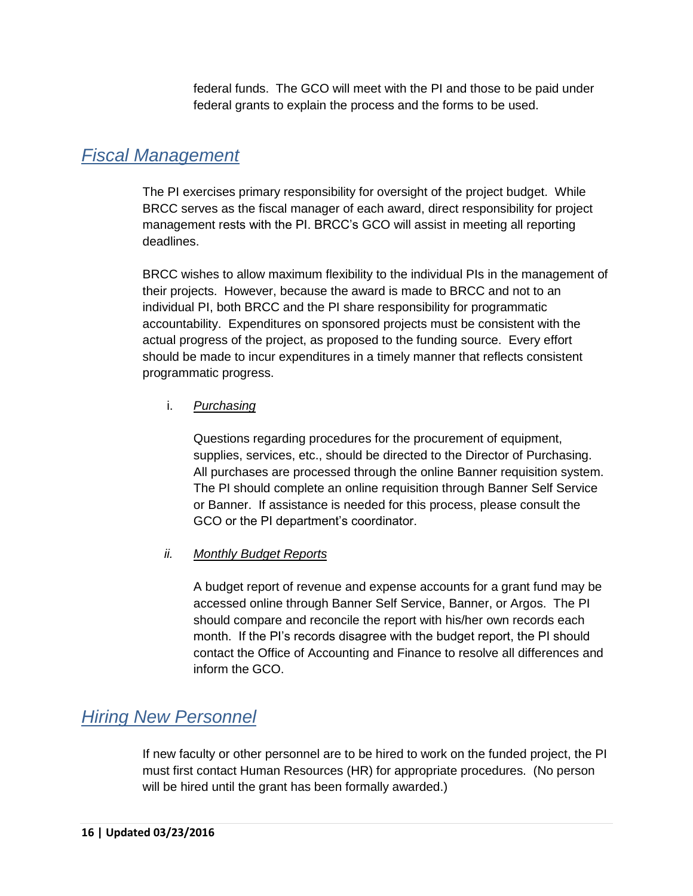federal funds. The GCO will meet with the PI and those to be paid under federal grants to explain the process and the forms to be used.

## *Fiscal Management*

The PI exercises primary responsibility for oversight of the project budget. While BRCC serves as the fiscal manager of each award, direct responsibility for project management rests with the PI. BRCC's GCO will assist in meeting all reporting deadlines.

BRCC wishes to allow maximum flexibility to the individual PIs in the management of their projects. However, because the award is made to BRCC and not to an individual PI, both BRCC and the PI share responsibility for programmatic accountability. Expenditures on sponsored projects must be consistent with the actual progress of the project, as proposed to the funding source. Every effort should be made to incur expenditures in a timely manner that reflects consistent programmatic progress.

i. *Purchasing*

Questions regarding procedures for the procurement of equipment, supplies, services, etc., should be directed to the Director of Purchasing. All purchases are processed through the online Banner requisition system. The PI should complete an online requisition through Banner Self Service or Banner. If assistance is needed for this process, please consult the GCO or the PI department's coordinator.

*ii. Monthly Budget Reports*

A budget report of revenue and expense accounts for a grant fund may be accessed online through Banner Self Service, Banner, or Argos. The PI should compare and reconcile the report with his/her own records each month. If the PI's records disagree with the budget report, the PI should contact the Office of Accounting and Finance to resolve all differences and inform the GCO.

## *Hiring New Personnel*

If new faculty or other personnel are to be hired to work on the funded project, the PI must first contact Human Resources (HR) for appropriate procedures. (No person will be hired until the grant has been formally awarded.)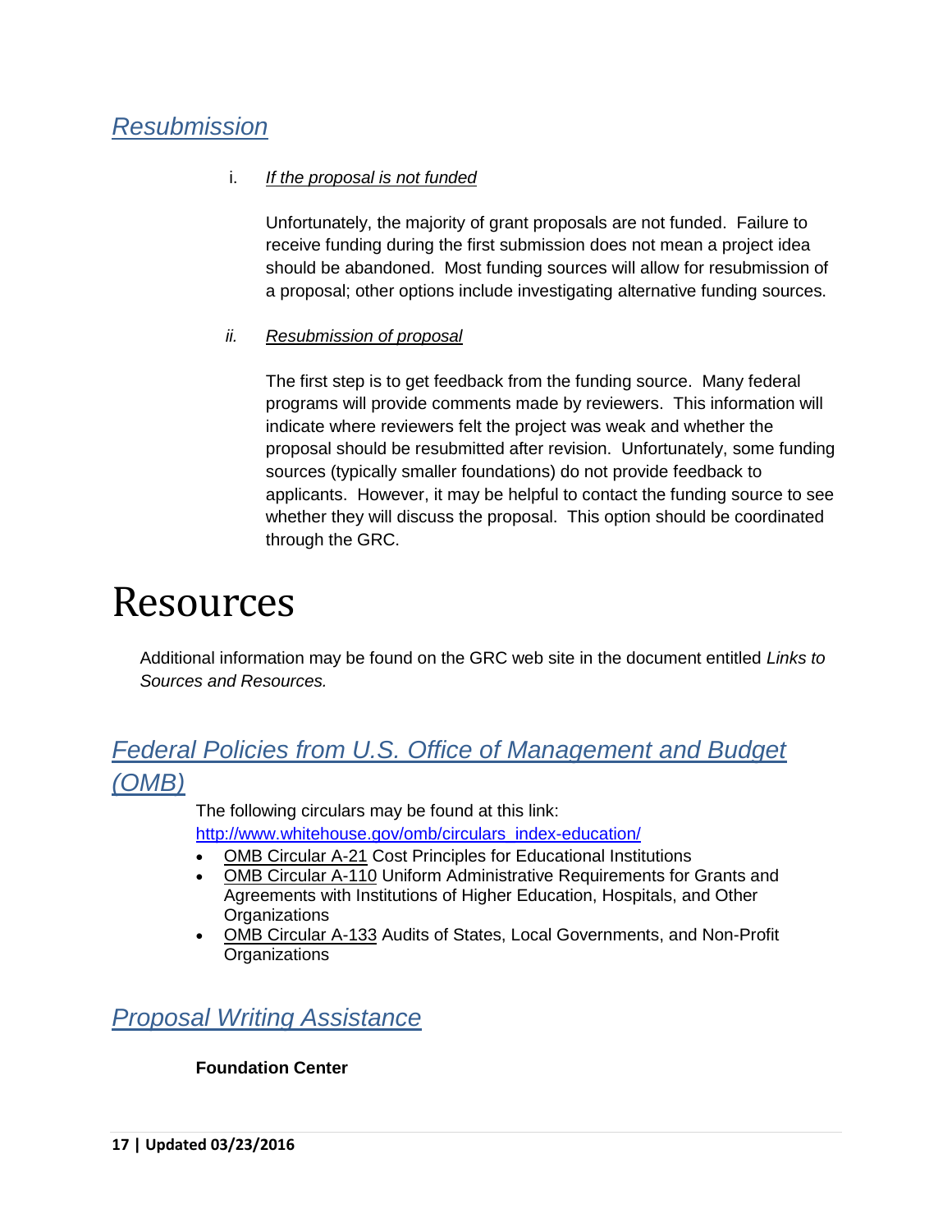## *Resubmission*

i. *If the proposal is not funded*

Unfortunately, the majority of grant proposals are not funded. Failure to receive funding during the first submission does not mean a project idea should be abandoned. Most funding sources will allow for resubmission of a proposal; other options include investigating alternative funding sources.

*ii.* *Resubmission of proposal*

The first step is to get feedback from the funding source. Many federal programs will provide comments made by reviewers. This information will indicate where reviewers felt the project was weak and whether the proposal should be resubmitted after revision. Unfortunately, some funding sources (typically smaller foundations) do not provide feedback to applicants. However, it may be helpful to contact the funding source to see whether they will discuss the proposal. This option should be coordinated through the GRC.

# Resources

Additional information may be found on the GRC web site in the document entitled *Links to Sources and Resources.*

## *Federal Policies from U.S. Office of Management and Budget (OMB)*

The following circulars may be found at this link: http://www.whitehouse.gov/omb/circulars_index-education/

- OMB Circular A-21 Cost Principles for Educational Institutions
- OMB Circular A-110 Uniform Administrative Requirements for Grants and Agreements with Institutions of Higher Education, Hospitals, and Other Organizations
- OMB Circular A-133 Audits of States, Local Governments, and Non-Profit Organizations

## *Proposal Writing Assistance*

**Foundation Center**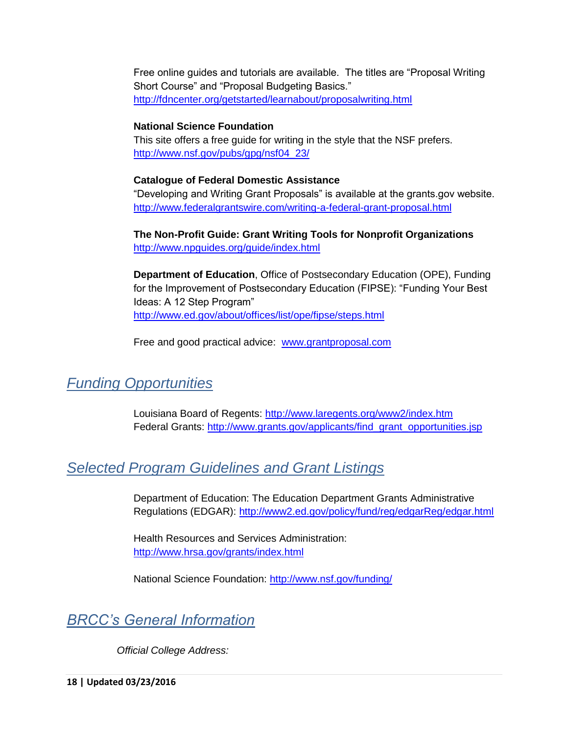Free online guides and tutorials are available. The titles are “Proposal Writing Short Course” and “Proposal Budgeting Basics.”
http://fdncenter.org/getstarted/learnabout/proposalwriting.html

**National Science Foundation**
This site offers a free guide for writing in the style that the NSF prefers.
http://www.nsf.gov/pubs/gpg/nsf04_23/

**Catalogue of Federal Domestic Assistance**
“Developing and Writing Grant Proposals” is available at the grants.gov website.
http://www.federalgrantswire.com/writing-a-federal-grant-proposal.html

**The Non-Profit Guide: Grant Writing Tools for Nonprofit Organizations**
http://www.npguides.org/guide/index.html

**Department of Education**, Office of Postsecondary Education (OPE), Funding for the Improvement of Postsecondary Education (FIPSE): “Funding Your Best Ideas: A 12 Step Program”
http://www.ed.gov/about/offices/list/ope/fipse/steps.html

Free and good practical advice: www.grantproposal.com

## *Funding Opportunities*

Louisiana Board of Regents: http://www.laregents.org/www2/index.htm
Federal Grants: http://www.grants.gov/applicants/find_grant_opportunities.jsp

## *Selected Program Guidelines and Grant Listings*

Department of Education: The Education Department Grants Administrative Regulations (EDGAR): http://www2.ed.gov/policy/fund/reg/edgarReg/edgar.html

Health Resources and Services Administration:
http://www.hrsa.gov/grants/index.html

National Science Foundation: http://www.nsf.gov/funding/

## *BRCC’s General Information*

*Official College Address:*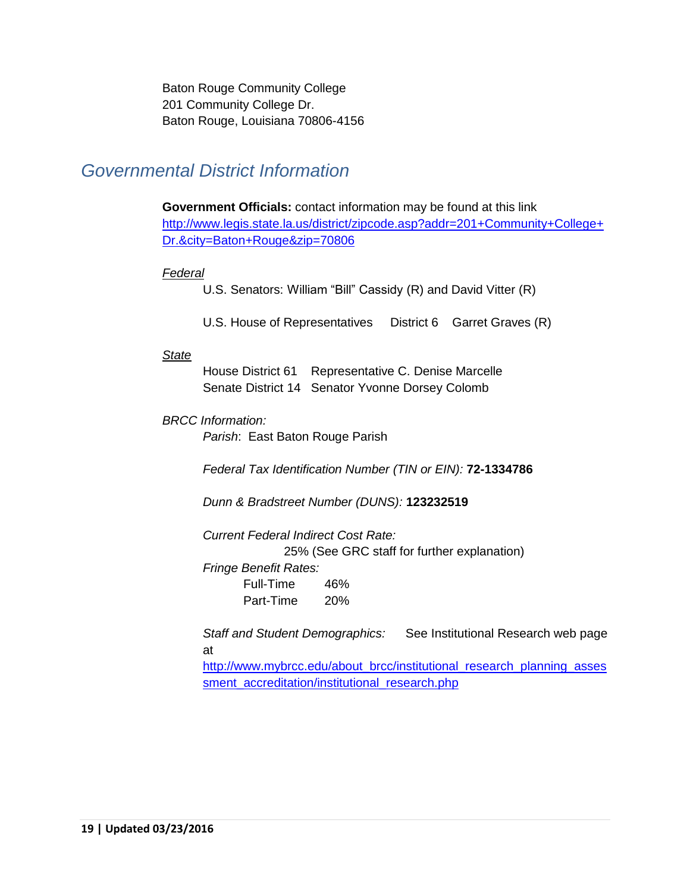Baton Rouge Community College
201 Community College Dr.
Baton Rouge, Louisiana 70806-4156

## *Governmental District Information*

**Government Officials:** contact information may be found at this link [http://www.legis.state.la.us/district/zipcode.asp?addr=201+Community+College+Dr.&city=Baton+Rouge&zip=70806](http://www.legis.state.la.us/district/zipcode.asp?addr=201+Community+College+Dr.&city=Baton+Rouge&zip=70806)

*Federal*

U.S. Senators: William "Bill" Cassidy (R) and David Vitter (R)

U.S. House of Representatives District 6 Garret Graves (R)

*State*

House District 61 Representative C. Denise Marcelle
Senate District 14 Senator Yvonne Dorsey Colomb

*BRCC Information:*

*Parish*: East Baton Rouge Parish

*Federal Tax Identification Number (TIN or EIN):* **72-1334786**

*Dunn & Bradstreet Number (DUNS):* **123232519**

*Current Federal Indirect Cost Rate:*
25% (See GRC staff for further explanation)

*Fringe Benefit Rates:*
Full-Time 46%
Part-Time 20%

*Staff and Student Demographics:* See Institutional Research web page at [http://www.mybrcc.edu/about_brcc/institutional_research_planning_assessment_accreditation/institutional_research.php](http://www.mybrcc.edu/about_brcc/institutional_research_planning_assessment_accreditation/institutional_research.php)